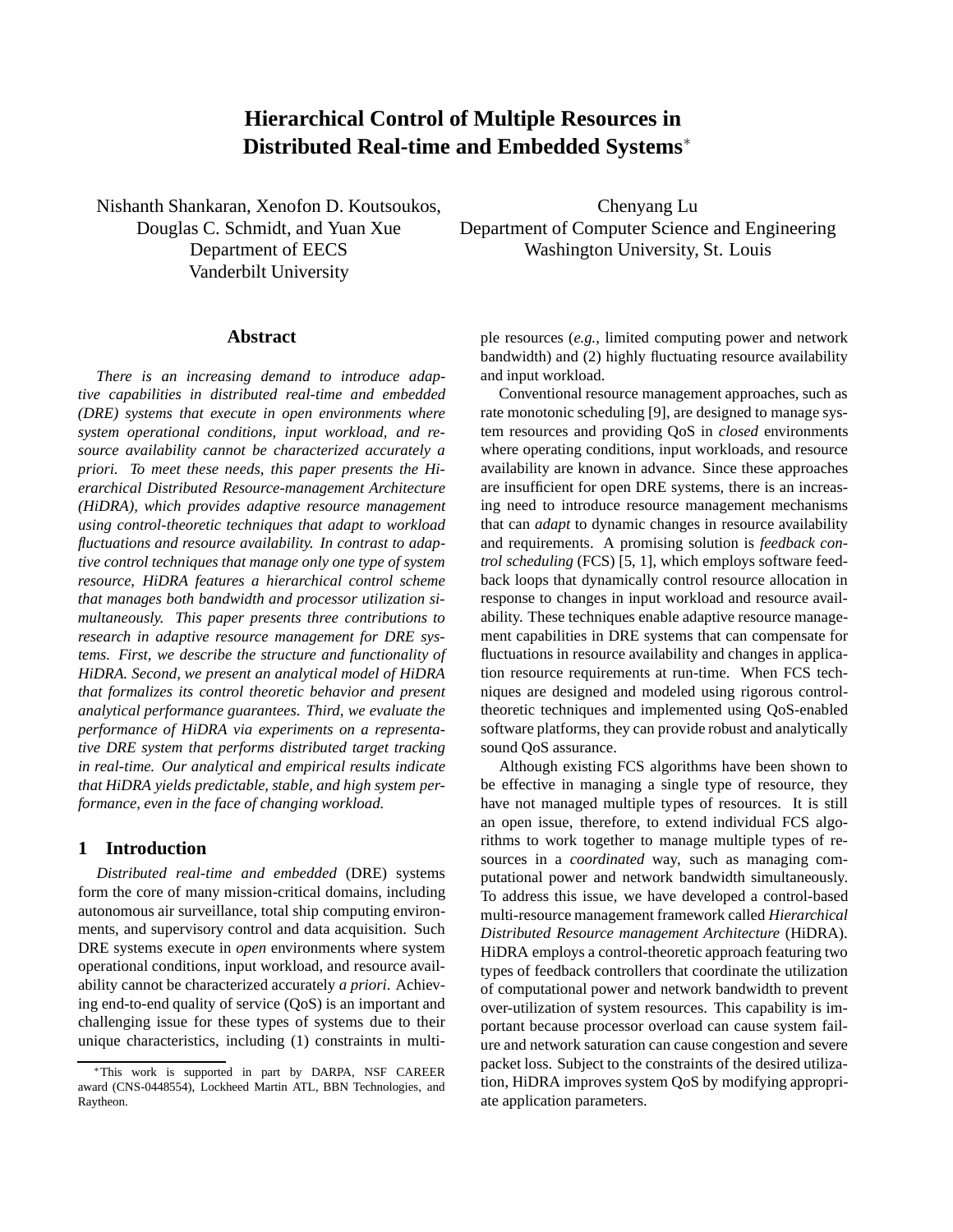# Hierarchical Control of Multiple Resources in Distributed Real-time and Embedded Systems*

Nishanth Shankaran, Xenofon D. Koutsoukos, Douglas C. Schmidt, and Yuan Xue
Department of EECS
Vanderbilt University

Chenyang Lu
Department of Computer Science and Engineering
Washington University, St. Louis

## Abstract

*There is an increasing demand to introduce adaptive capabilities in distributed real-time and embedded (DRE) systems that execute in open environments where system operational conditions, input workload, and resource availability cannot be characterized accurately a priori. To meet these needs, this paper presents the Hierarchical Distributed Resource-management Architecture (HiDRA), which provides adaptive resource management using control-theoretic techniques that adapt to workload fluctuations and resource availability. In contrast to adaptive control techniques that manage only one type of system resource, HiDRA features a hierarchical control scheme that manages both bandwidth and processor utilization simultaneously. This paper presents three contributions to research in adaptive resource management for DRE systems. First, we describe the structure and functionality of HiDRA. Second, we present an analytical model of HiDRA that formalizes its control theoretic behavior and present analytical performance guarantees. Third, we evaluate the performance of HiDRA via experiments on a representative DRE system that performs distributed target tracking in real-time. Our analytical and empirical results indicate that HiDRA yields predictable, stable, and high system performance, even in the face of changing workload.*

## 1 Introduction

*Distributed real-time and embedded* (DRE) systems form the core of many mission-critical domains, including autonomous air surveillance, total ship computing environments, and supervisory control and data acquisition. Such DRE systems execute in *open* environments where system operational conditions, input workload, and resource availability cannot be characterized accurately *a priori*. Achieving end-to-end quality of service (QoS) is an important and challenging issue for these types of systems due to their unique characteristics, including (1) constraints in multiple resources (*e.g.*, limited computing power and network bandwidth) and (2) highly fluctuating resource availability and input workload.

Conventional resource management approaches, such as rate monotonic scheduling [9], are designed to manage system resources and providing QoS in *closed* environments where operating conditions, input workloads, and resource availability are known in advance. Since these approaches are insufficient for open DRE systems, there is an increasing need to introduce resource management mechanisms that can *adapt* to dynamic changes in resource availability and requirements. A promising solution is *feedback control scheduling* (FCS) [5, 1], which employs software feedback loops that dynamically control resource allocation in response to changes in input workload and resource availability. These techniques enable adaptive resource management capabilities in DRE systems that can compensate for fluctuations in resource availability and changes in application resource requirements at run-time. When FCS techniques are designed and modeled using rigorous control-theoretic techniques and implemented using QoS-enabled software platforms, they can provide robust and analytically sound QoS assurance.

Although existing FCS algorithms have been shown to be effective in managing a single type of resource, they have not managed multiple types of resources. It is still an open issue, therefore, to extend individual FCS algorithms to work together to manage multiple types of resources in a *coordinated* way, such as managing computational power and network bandwidth simultaneously. To address this issue, we have developed a control-based multi-resource management framework called *Hierarchical Distributed Resource management Architecture* (HiDRA). HiDRA employs a control-theoretic approach featuring two types of feedback controllers that coordinate the utilization of computational power and network bandwidth to prevent over-utilization of system resources. This capability is important because processor overload can cause system failure and network saturation can cause congestion and severe packet loss. Subject to the constraints of the desired utilization, HiDRA improves system QoS by modifying appropriate application parameters.

*This work is supported in part by DARPA, NSF CAREER award (CNS-0448554), Lockheed Martin ATL, BBN Technologies, and Raytheon.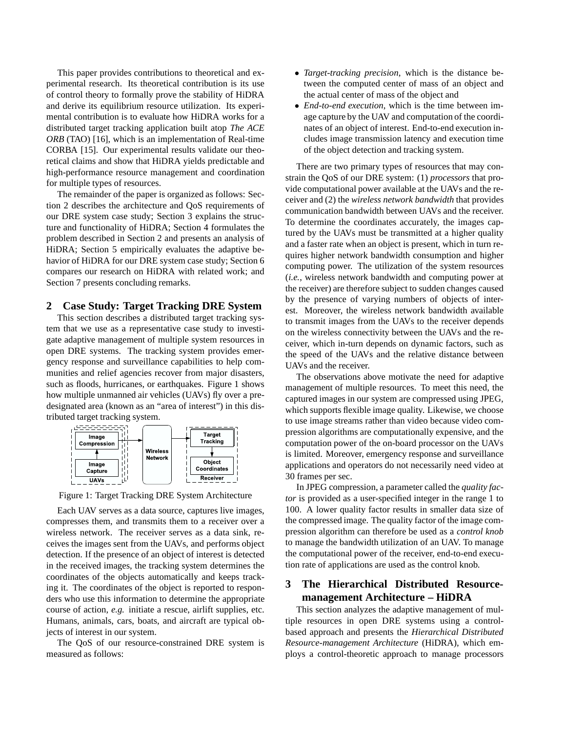This paper provides contributions to theoretical and experimental research. Its theoretical contribution is its use of control theory to formally prove the stability of HiDRA and derive its equilibrium resource utilization. Its experimental contribution is to evaluate how HiDRA works for a distributed target tracking application built atop *The ACE ORB* (TAO) [16], which is an implementation of Real-time CORBA [15]. Our experimental results validate our theoretical claims and show that HiDRA yields predictable and high-performance resource management and coordination for multiple types of resources.

The remainder of the paper is organized as follows: Section 2 describes the architecture and QoS requirements of our DRE system case study; Section 3 explains the structure and functionality of HiDRA; Section 4 formulates the problem described in Section 2 and presents an analysis of HiDRA; Section 5 empirically evaluates the adaptive behavior of HiDRA for our DRE system case study; Section 6 compares our research on HiDRA with related work; and Section 7 presents concluding remarks.

## 2 Case Study: Target Tracking DRE System

This section describes a distributed target tracking system that we use as a representative case study to investigate adaptive management of multiple system resources in open DRE systems. The tracking system provides emergency response and surveillance capabilities to help communities and relief agencies recover from major disasters, such as floods, hurricanes, or earthquakes. Figure 1 shows how multiple unmanned air vehicles (UAVs) fly over a predesignated area (known as an "area of interest") in this distributed target tracking system.

Image Compression
Image Capture
UAVs
Wireless Network
Target Tracking
Object Coordinates
Receiver

Figure 1: Target Tracking DRE System Architecture

Each UAV serves as a data source, captures live images, compresses them, and transmits them to a receiver over a wireless network. The receiver serves as a data sink, receives the images sent from the UAVs, and performs object detection. If the presence of an object of interest is detected in the received images, the tracking system determines the coordinates of the objects automatically and keeps tracking it. The coordinates of the object is reported to responders who use this information to determine the appropriate course of action, *e.g.* initiate a rescue, airlift supplies, etc. Humans, animals, cars, boats, and aircraft are typical objects of interest in our system.

The QoS of our resource-constrained DRE system is measured as follows:

- *Target-tracking precision*, which is the distance between the computed center of mass of an object and the actual center of mass of the object and
- *End-to-end execution*, which is the time between image capture by the UAV and computation of the coordinates of an object of interest. End-to-end execution includes image transmission latency and execution time of the object detection and tracking system.

There are two primary types of resources that may constrain the QoS of our DRE system: (1) *processors* that provide computational power available at the UAVs and the receiver and (2) the *wireless network bandwidth* that provides communication bandwidth between UAVs and the receiver. To determine the coordinates accurately, the images captured by the UAVs must be transmitted at a higher quality and a faster rate when an object is present, which in turn requires higher network bandwidth consumption and higher computing power. The utilization of the system resources (*i.e.*, wireless network bandwidth and computing power at the receiver) are therefore subject to sudden changes caused by the presence of varying numbers of objects of interest. Moreover, the wireless network bandwidth available to transmit images from the UAVs to the receiver depends on the wireless connectivity between the UAVs and the receiver, which in-turn depends on dynamic factors, such as the speed of the UAVs and the relative distance between UAVs and the receiver.

The observations above motivate the need for adaptive management of multiple resources. To meet this need, the captured images in our system are compressed using JPEG, which supports flexible image quality. Likewise, we choose to use image streams rather than video because video compression algorithms are computationally expensive, and the computation power of the on-board processor on the UAVs is limited. Moreover, emergency response and surveillance applications and operators do not necessarily need video at 30 frames per sec.

In JPEG compression, a parameter called the *quality factor* is provided as a user-specified integer in the range 1 to 100. A lower quality factor results in smaller data size of the compressed image. The quality factor of the image compression algorithm can therefore be used as a *control knob* to manage the bandwidth utilization of an UAV. To manage the computational power of the receiver, end-to-end execution rate of applications are used as the control knob.

## 3 The Hierarchical Distributed Resource-management Architecture – HiDRA

This section analyzes the adaptive management of multiple resources in open DRE systems using a control-based approach and presents the *Hierarchical Distributed Resource-management Architecture* (HiDRA), which employs a control-theoretic approach to manage processors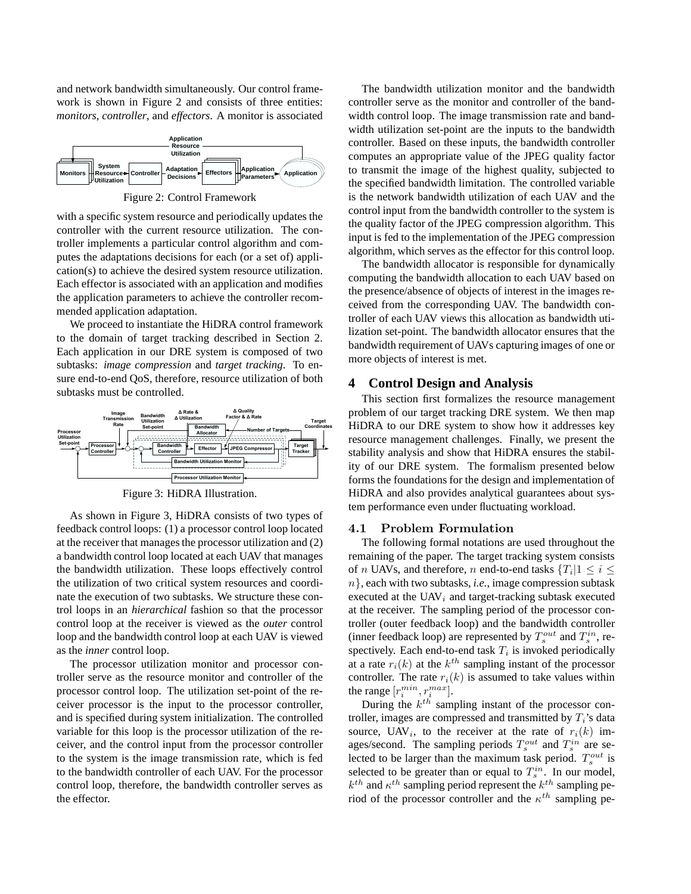and network bandwidth simultaneously. Our control framework is shown in Figure 2 and consists of three entities: *monitors*, *controller*, and *effectors*. A monitor is associated

Application Resource Utilization

Monitors

System Resource Utilization

Controller

Adaptation Decisions

Effectors

Application Parameters

Application

Figure 2: Control Framework

with a specific system resource and periodically updates the controller with the current resource utilization. The controller implements a particular control algorithm and computes the adaptations decisions for each (or a set of) application(s) to achieve the desired system resource utilization. Each effector is associated with an application and modifies the application parameters to achieve the controller recommended application adaptation.

We proceed to instantiate the HiDRA control framework to the domain of target tracking described in Section 2. Each application in our DRE system is composed of two subtasks: *image compression* and *target tracking*. To ensure end-to-end QoS, therefore, resource utilization of both subtasks must be controlled.

Processor Utilization Set-point

Image Transmission Rate

Bandwidth Utilization Set-point

Δ Rate & Δ Utilization

Δ Quality Factor & Δ Rate

Target Coordinates

Processor Controller

Bandwidth Controller

Bandwidth Allocator

Number of Targets

Effector

JPEG Compressor

Target Tracker

Bandwidth Utilization Monitor

Processor Utilization Monitor

Figure 3: HiDRA Illustration.

As shown in Figure 3, HiDRA consists of two types of feedback control loops: (1) a processor control loop located at the receiver that manages the processor utilization and (2) a bandwidth control loop located at each UAV that manages the bandwidth utilization. These loops effectively control the utilization of two critical system resources and coordinate the execution of two subtasks. We structure these control loops in an *hierarchical* fashion so that the processor control loop at the receiver is viewed as the *outer* control loop and the bandwidth control loop at each UAV is viewed as the *inner* control loop.

The processor utilization monitor and processor controller serve as the resource monitor and controller of the processor control loop. The utilization set-point of the receiver processor is the input to the processor controller, and is specified during system initialization. The controlled variable for this loop is the processor utilization of the receiver, and the control input from the processor controller to the system is the image transmission rate, which is fed to the bandwidth controller of each UAV. For the processor control loop, therefore, the bandwidth controller serves as the effector.

The bandwidth utilization monitor and the bandwidth controller serve as the monitor and controller of the bandwidth control loop. The image transmission rate and bandwidth utilization set-point are the inputs to the bandwidth controller. Based on these inputs, the bandwidth controller computes an appropriate value of the JPEG quality factor to transmit the image of the highest quality, subjected to the specified bandwidth limitation. The controlled variable is the network bandwidth utilization of each UAV and the control input from the bandwidth controller to the system is the quality factor of the JPEG compression algorithm. This input is fed to the implementation of the JPEG compression algorithm, which serves as the effector for this control loop.

The bandwidth allocator is responsible for dynamically computing the bandwidth allocation to each UAV based on the presence/absence of objects of interest in the images received from the corresponding UAV. The bandwidth controller of each UAV views this allocation as bandwidth utilization set-point. The bandwidth allocator ensures that the bandwidth requirement of UAVs capturing images of one or more objects of interest is met.

## 4 Control Design and Analysis

This section first formalizes the resource management problem of our target tracking DRE system. We then map HiDRA to our DRE system to show how it addresses key resource management challenges. Finally, we present the stability analysis and show that HiDRA ensures the stability of our DRE system. The formalism presented below forms the foundations for the design and implementation of HiDRA and also provides analytical guarantees about system performance even under fluctuating workload.

### 4.1 Problem Formulation

The following formal notations are used throughout the remaining of the paper. The target tracking system consists of $n$ UAVs, and therefore, $n$ end-to-end tasks $\{T_i | 1 \leq i \leq n\}$, each with two subtasks, *i.e.,* image compression subtask executed at the UAV$_i$ and target-tracking subtask executed at the receiver. The sampling period of the processor controller (outer feedback loop) and the bandwidth controller (inner feedback loop) are represented by $T_s^{out}$ and $T_s^{in}$, respectively. Each end-to-end task $T_i$ is invoked periodically at a rate $r_i(k)$ at the $k^{th}$ sampling instant of the processor controller. The rate $r_i(k)$ is assumed to take values within the range $[r_i^{min}, r_i^{max}]$.

During the $k^{th}$ sampling instant of the processor controller, images are compressed and transmitted by $T_i$'s data source, UAV$_i$, to the receiver at the rate of $r_i(k)$ images/second. The sampling periods $T_s^{out}$ and $T_s^{in}$ are selected to be larger than the maximum task period. $T_s^{out}$ is selected to be greater than or equal to $T_s^{in}$. In our model, $k^{th}$ and $\kappa^{th}$ sampling period represent the $k^{th}$ sampling period of the processor controller and the $\kappa^{th}$ sampling pe-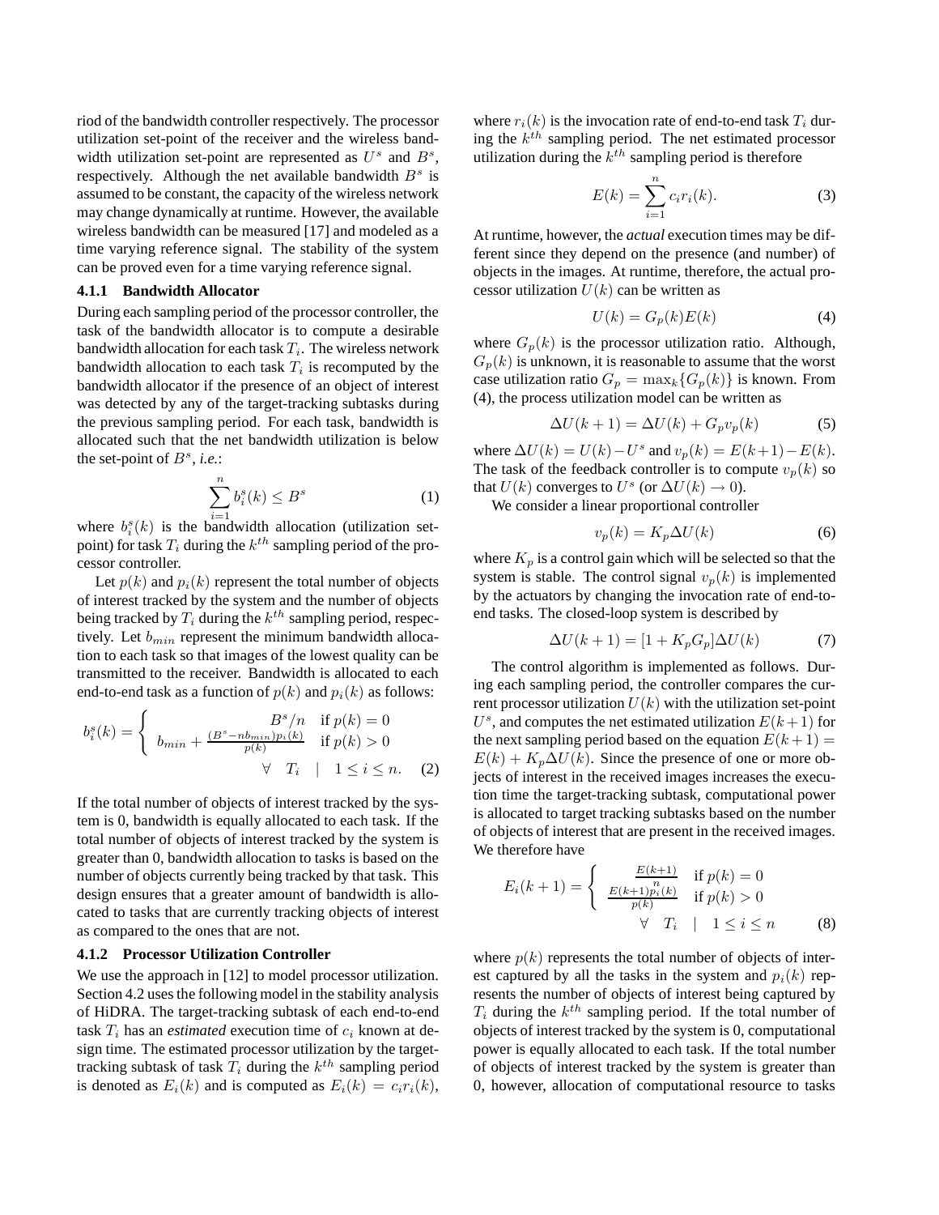riod of the bandwidth controller respectively. The processor utilization set-point of the receiver and the wireless bandwidth utilization set-point are represented as $U^s$ and $B^s$, respectively. Although the net available bandwidth $B^s$ is assumed to be constant, the capacity of the wireless network may change dynamically at runtime. However, the available wireless bandwidth can be measured [17] and modeled as a time varying reference signal. The stability of the system can be proved even for a time varying reference signal.

### 4.1.1 Bandwidth Allocator

During each sampling period of the processor controller, the task of the bandwidth allocator is to compute a desirable bandwidth allocation for each task $T_i$. The wireless network bandwidth allocation to each task $T_i$ is recomputed by the bandwidth allocator if the presence of an object of interest was detected by any of the target-tracking subtasks during the previous sampling period. For each task, bandwidth is allocated such that the net bandwidth utilization is below the set-point of $B^s$, *i.e.*:

$$\sum_{i=1}^{n} b_i^s(k) \leq B^s \tag{1}$$

where $b_i^s(k)$ is the bandwidth allocation (utilization set-point) for task $T_i$ during the $k^{th}$ sampling period of the processor controller.

Let $p(k)$ and $p_i(k)$ represent the total number of objects of interest tracked by the system and the number of objects being tracked by $T_i$ during the $k^{th}$ sampling period, respectively. Let $b_{min}$ represent the minimum bandwidth allocation to each task so that images of the lowest quality can be transmitted to the receiver. Bandwidth is allocated to each end-to-end task as a function of $p(k)$ and $p_i(k)$ as follows:

$$b_i^s(k) = \begin{cases} B^s/n & \text{if } p(k) = 0 \\ b_{min} + \frac{(B^s - nb_{min})p_i(k)}{p(k)} & \text{if } p(k) > 0 \end{cases} \quad \forall \quad T_i \quad | \quad 1 \leq i \leq n. \tag{2}$$

If the total number of objects of interest tracked by the system is 0, bandwidth is equally allocated to each task. If the total number of objects of interest tracked by the system is greater than 0, bandwidth allocation to tasks is based on the number of objects currently being tracked by that task. This design ensures that a greater amount of bandwidth is allocated to tasks that are currently tracking objects of interest as compared to the ones that are not.

### 4.1.2 Processor Utilization Controller

We use the approach in [12] to model processor utilization. Section 4.2 uses the following model in the stability analysis of HiDRA. The target-tracking subtask of each end-to-end task $T_i$ has an *estimated* execution time of $c_i$ known at design time. The estimated processor utilization by the target-tracking subtask of task $T_i$ during the $k^{th}$ sampling period is denoted as $E_i(k)$ and is computed as $E_i(k) = c_i r_i(k)$, where $r_i(k)$ is the invocation rate of end-to-end task $T_i$ during the $k^{th}$ sampling period. The net estimated processor utilization during the $k^{th}$ sampling period is therefore

$$E(k) = \sum_{i=1}^{n} c_i r_i(k). \tag{3}$$

At runtime, however, the *actual* execution times may be different since they depend on the presence (and number) of objects in the images. At runtime, therefore, the actual processor utilization $U(k)$ can be written as

$$U(k) = G_p(k)E(k) \tag{4}$$

where $G_p(k)$ is the processor utilization ratio. Although, $G_p(k)$ is unknown, it is reasonable to assume that the worst case utilization ratio $G_p = \max_k\{G_p(k)\}$ is known. From (4), the process utilization model can be written as

$$\Delta U(k+1) = \Delta U(k) + G_p v_p(k) \tag{5}$$

where $\Delta U(k) = U(k) - U^s$ and $v_p(k) = E(k+1) - E(k)$. The task of the feedback controller is to compute $v_p(k)$ so that $U(k)$ converges to $U^s$ (or $\Delta U(k) \rightarrow 0$).

We consider a linear proportional controller

$$v_p(k) = K_p \Delta U(k) \tag{6}$$

where $K_p$ is a control gain which will be selected so that the system is stable. The control signal $v_p(k)$ is implemented by the actuators by changing the invocation rate of end-to-end tasks. The closed-loop system is described by

$$\Delta U(k+1) = [1 + K_p G_p]\Delta U(k) \tag{7}$$

The control algorithm is implemented as follows. During each sampling period, the controller compares the current processor utilization $U(k)$ with the utilization set-point $U^s$, and computes the net estimated utilization $E(k+1)$ for the next sampling period based on the equation $E(k+1) = E(k) + K_p \Delta U(k)$. Since the presence of one or more objects of interest in the received images increases the execution time the target-tracking subtask, computational power is allocated to target tracking subtasks based on the number of objects of interest that are present in the received images. We therefore have

$$E_i(k+1) = \begin{cases} \frac{E(k+1)}{n} & \text{if } p(k) = 0 \\ \frac{E(k+1)p_i(k)}{p(k)} & \text{if } p(k) > 0 \end{cases} \quad \forall \quad T_i \quad | \quad 1 \leq i \leq n \tag{8}$$

where $p(k)$ represents the total number of objects of interest captured by all the tasks in the system and $p_i(k)$ represents the number of objects of interest being captured by $T_i$ during the $k^{th}$ sampling period. If the total number of objects of interest tracked by the system is 0, computational power is equally allocated to each task. If the total number of objects of interest tracked by the system is greater than 0, however, allocation of computational resource to tasks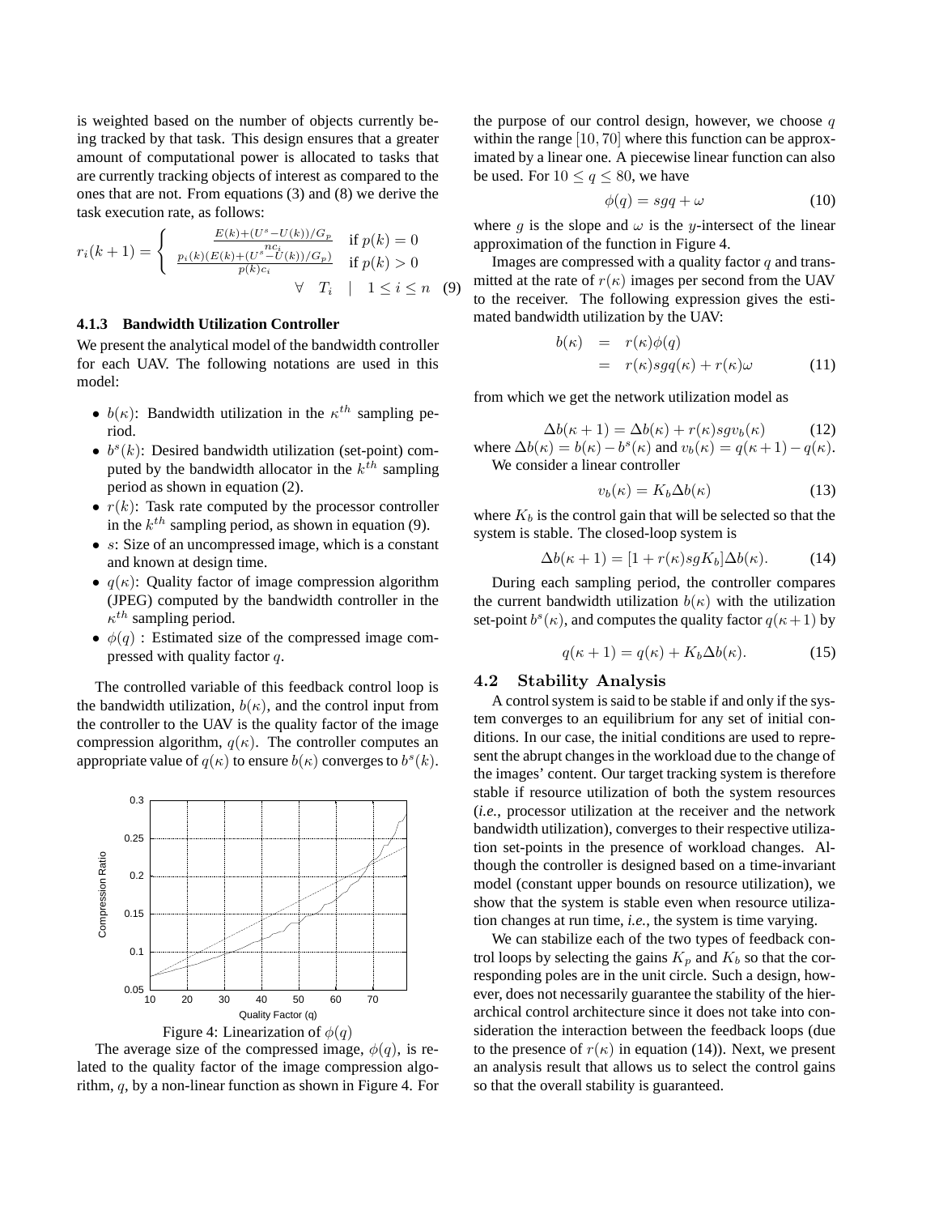is weighted based on the number of objects currently being tracked by that task. This design ensures that a greater amount of computational power is allocated to tasks that are currently tracking objects of interest as compared to the ones that are not. From equations (3) and (8) we derive the task execution rate, as follows:

$$r_i(k+1) = \begin{cases} \frac{E(k)+(U^s-U(k))/G_p}{nc_i} & \text{if } p(k) = 0 \\ \frac{p_i(k)(E(k)+(U^s-U(k))/G_p)}{p(k)c_i} & \text{if } p(k) > 0 \end{cases} \quad \forall \quad T_i \quad | \quad 1 \leq i \leq n \quad (9)$$

### 4.1.3 Bandwidth Utilization Controller

We present the analytical model of the bandwidth controller for each UAV. The following notations are used in this model:

- $b(\kappa)$: Bandwidth utilization in the $\kappa^{th}$ sampling period.
- $b^s(k)$: Desired bandwidth utilization (set-point) computed by the bandwidth allocator in the $k^{th}$ sampling period as shown in equation (2).
- $r(k)$: Task rate computed by the processor controller in the $k^{th}$ sampling period, as shown in equation (9).
- $s$: Size of an uncompressed image, which is a constant and known at design time.
- $q(\kappa)$: Quality factor of image compression algorithm (JPEG) computed by the bandwidth controller in the $\kappa^{th}$ sampling period.
- $\phi(q)$ : Estimated size of the compressed image compressed with quality factor $q$.

The controlled variable of this feedback control loop is the bandwidth utilization, $b(\kappa)$, and the control input from the controller to the UAV is the quality factor of the image compression algorithm, $q(\kappa)$. The controller computes an appropriate value of $q(\kappa)$ to ensure $b(\kappa)$ converges to $b^s(k)$.

Figure 4: Linearization of $\phi(q)$

The average size of the compressed image, $\phi(q)$, is related to the quality factor of the image compression algorithm, $q$, by a non-linear function as shown in Figure 4. For the purpose of our control design, however, we choose $q$ within the range $[10, 70]$ where this function can be approximated by a linear one. A piecewise linear function can also be used. For $10 \leq q \leq 80$, we have

$$\phi(q) = sgq + \omega \quad (10)$$

where $g$ is the slope and $\omega$ is the $y$-intersect of the linear approximation of the function in Figure 4.

Images are compressed with a quality factor $q$ and transmitted at the rate of $r(\kappa)$ images per second from the UAV to the receiver. The following expression gives the estimated bandwidth utilization by the UAV:

$$\begin{aligned} b(\kappa) &= r(\kappa)\phi(q) \\ &= r(\kappa)sgq(\kappa) + r(\kappa)\omega \end{aligned} \quad (11)$$

from which we get the network utilization model as

$$\Delta b(\kappa + 1) = \Delta b(\kappa) + r(\kappa)sgv_b(\kappa) \quad (12)$$

where $\Delta b(\kappa) = b(\kappa) - b^s(\kappa)$ and $v_b(\kappa) = q(\kappa+1) - q(\kappa)$.

We consider a linear controller

$$v_b(\kappa) = K_b \Delta b(\kappa) \quad (13)$$

where $K_b$ is the control gain that will be selected so that the system is stable. The closed-loop system is

$$\Delta b(\kappa + 1) = [1 + r(\kappa)sgK_b]\Delta b(\kappa). \quad (14)$$

During each sampling period, the controller compares the current bandwidth utilization $b(\kappa)$ with the utilization set-point $b^s(\kappa)$, and computes the quality factor $q(\kappa+1)$ by

$$q(\kappa + 1) = q(\kappa) + K_b \Delta b(\kappa). \quad (15)$$

## 4.2 Stability Analysis

A control system is said to be stable if and only if the system converges to an equilibrium for any set of initial conditions. In our case, the initial conditions are used to represent the abrupt changes in the workload due to the change of the images' content. Our target tracking system is therefore stable if resource utilization of both the system resources (*i.e.*, processor utilization at the receiver and the network bandwidth utilization), converges to their respective utilization set-points in the presence of workload changes. Although the controller is designed based on a time-invariant model (constant upper bounds on resource utilization), we show that the system is stable even when resource utilization changes at run time, *i.e.*, the system is time varying.

We can stabilize each of the two types of feedback control loops by selecting the gains $K_p$ and $K_b$ so that the corresponding poles are in the unit circle. Such a design, however, does not necessarily guarantee the stability of the hierarchical control architecture since it does not take into consideration the interaction between the feedback loops (due to the presence of $r(\kappa)$ in equation (14)). Next, we present an analysis result that allows us to select the control gains so that the overall stability is guaranteed.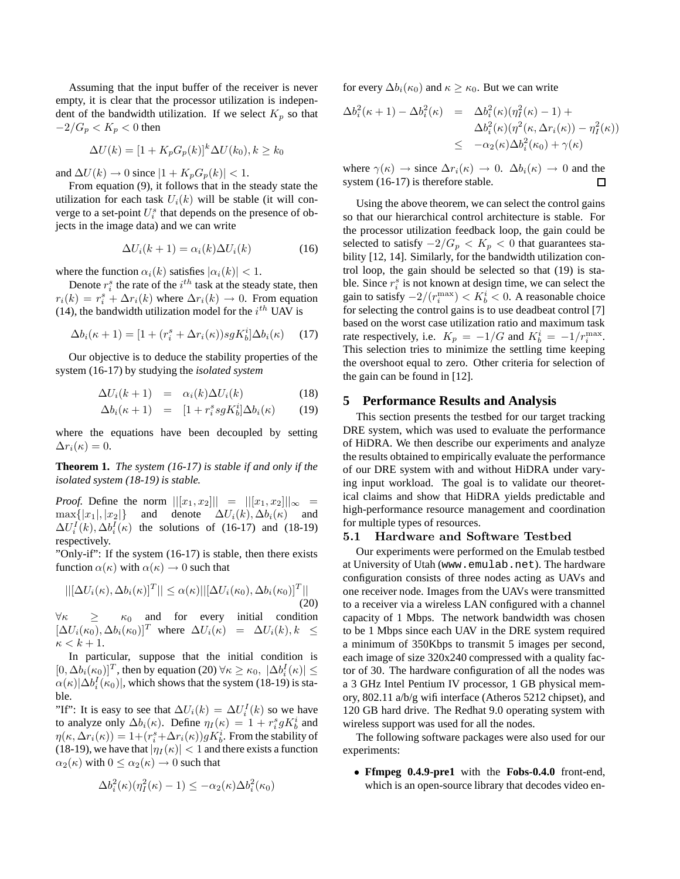Assuming that the input buffer of the receiver is never empty, it is clear that the processor utilization is independent of the bandwidth utilization. If we select $K_p$ so that $-2/G_p < K_p < 0$ then

$$\Delta U(k) = [1 + K_p G_p(k)]^k \Delta U(k_0), k \geq k_0$$

and $\Delta U(k) \to 0$ since $|1 + K_p G_p(k)| < 1$.

From equation (9), it follows that in the steady state the utilization for each task $U_i(k)$ will be stable (it will converge to a set-point $U_i^s$ that depends on the presence of objects in the image data) and we can write

$$\Delta U_i(k+1) = \alpha_i(k) \Delta U_i(k) \tag{16}$$

where the function $\alpha_i(k)$ satisfies $|\alpha_i(k)| < 1$.

Denote $r_i^s$ the rate of the $i^{th}$ task at the steady state, then $r_i(k) = r_i^s + \Delta r_i(k)$ where $\Delta r_i(k) \to 0$. From equation (14), the bandwidth utilization model for the $i^{th}$ UAV is

$$\Delta b_i(\kappa+1) = [1 + (r_i^s + \Delta r_i(\kappa)) sg K_b^i] \Delta b_i(\kappa) \tag{17}$$

Our objective is to deduce the stability properties of the system (16-17) by studying the *isolated system*

$$\Delta U_i(k+1) = \alpha_i(k) \Delta U_i(k) \tag{18}$$

$$\Delta b_i(\kappa+1) = [1 + r_i^s sg K_b^i] \Delta b_i(\kappa) \tag{19}$$

where the equations have been decoupled by setting $\Delta r_i(\kappa) = 0$.

**Theorem 1.** *The system (16-17) is stable if and only if the isolated system (18-19) is stable.*

*Proof.* Define the norm $|||[x_1, x_2]||| = ||[x_1, x_2]||_\infty = \max\{|x_1|, |x_2|\}$ and denote $\Delta U_i(k), \Delta b_i(\kappa)$ and $\Delta U_i^I(k), \Delta b_i^I(\kappa)$ the solutions of (16-17) and (18-19) respectively.

"Only-if": If the system (16-17) is stable, then there exists function $\alpha(\kappa)$ with $\alpha(\kappa) \to 0$ such that

$$|||[\Delta U_i(\kappa), \Delta b_i(\kappa)]^T||| \leq \alpha(\kappa) |||[\Delta U_i(\kappa_0), \Delta b_i(\kappa_0)]^T||| \tag{20}$$

$\forall \kappa \geq \kappa_0$ and for every initial condition $[\Delta U_i(\kappa_0), \Delta b_i(\kappa_0)]^T$ where $\Delta U_i(\kappa) = \Delta U_i(k), k \leq \kappa < k+1$.

In particular, suppose that the initial condition is $[0, \Delta b_i(\kappa_0)]^T$, then by equation (20) $\forall \kappa \geq \kappa_0$, $|\Delta b_i^I(\kappa)| \leq \alpha(\kappa) |\Delta b_i^I(\kappa_0)|$, which shows that the system (18-19) is stable.

"If": It is easy to see that $\Delta U_i(k) = \Delta U_i^I(k)$ so we have to analyze only $\Delta b_i(\kappa)$. Define $\eta_I(\kappa) = 1 + r_i^s g K_b^i$ and $\eta(\kappa, \Delta r_i(\kappa)) = 1 + (r_i^s + \Delta r_i(\kappa)) g K_b^i$. From the stability of (18-19), we have that $|\eta_I(\kappa)| < 1$ and there exists a function $\alpha_2(\kappa)$ with $0 \leq \alpha_2(\kappa) \to 0$ such that

$$\Delta b_i^2(\kappa)(\eta_I^2(\kappa) - 1) \leq -\alpha_2(\kappa) \Delta b_i^2(\kappa_0)$$

for every $\Delta b_i(\kappa_0)$ and $\kappa \geq \kappa_0$. But we can write

$$\begin{aligned}
\Delta b_i^2(\kappa+1) - \Delta b_i^2(\kappa) &= \Delta b_i^2(\kappa)(\eta_I^2(\kappa) - 1) + \\
&\quad \Delta b_i^2(\kappa)(\eta^2(\kappa, \Delta r_i(\kappa)) - \eta_I^2(\kappa)) \\
&\leq -\alpha_2(\kappa) \Delta b_i^2(\kappa_0) + \gamma(\kappa)
\end{aligned}$$

where $\gamma(\kappa) \to$ since $\Delta r_i(\kappa) \to 0$. $\Delta b_i(\kappa) \to 0$ and the system (16-17) is therefore stable. □

Using the above theorem, we can select the control gains so that our hierarchical control architecture is stable. For the processor utilization feedback loop, the gain could be selected to satisfy $-2/G_p < K_p < 0$ that guarantees stability [12, 14]. Similarly, for the bandwidth utilization control loop, the gain should be selected so that (19) is stable. Since $r_i^s$ is not known at design time, we can select the gain to satisfy $-2/(r_i^{\max}) < K_b^i < 0$. A reasonable choice for selecting the control gains is to use deadbeat control [7] based on the worst case utilization ratio and maximum task rate respectively, i.e. $K_p = -1/G$ and $K_b^i = -1/r_i^{\max}$. This selection tries to minimize the settling time keeping the overshoot equal to zero. Other criteria for selection of the gain can be found in [12].

## 5 Performance Results and Analysis

This section presents the testbed for our target tracking DRE system, which was used to evaluate the performance of HiDRA. We then describe our experiments and analyze the results obtained to empirically evaluate the performance of our DRE system with and without HiDRA under varying input workload. The goal is to validate our theoretical claims and show that HiDRA yields predictable and high-performance resource management and coordination for multiple types of resources.

### 5.1 Hardware and Software Testbed

Our experiments were performed on the Emulab testbed at University of Utah (`www.emulab.net`). The hardware configuration consists of three nodes acting as UAVs and one receiver node. Images from the UAVs were transmitted to a receiver via a wireless LAN configured with a channel capacity of 1 Mbps. The network bandwidth was chosen to be 1 Mbps since each UAV in the DRE system required a minimum of 350Kbps to transmit 5 images per second, each image of size 320x240 compressed with a quality factor of 30. The hardware configuration of all the nodes was a 3 GHz Intel Pentium IV processor, 1 GB physical memory, 802.11 a/b/g wifi interface (Atheros 5212 chipset), and 120 GB hard drive. The Redhat 9.0 operating system with wireless support was used for all the nodes.

The following software packages were also used for our experiments:

- **Ffmpeg 0.4.9-pre1** with the **Fobs-0.4.0** front-end, which is an open-source library that decodes video en-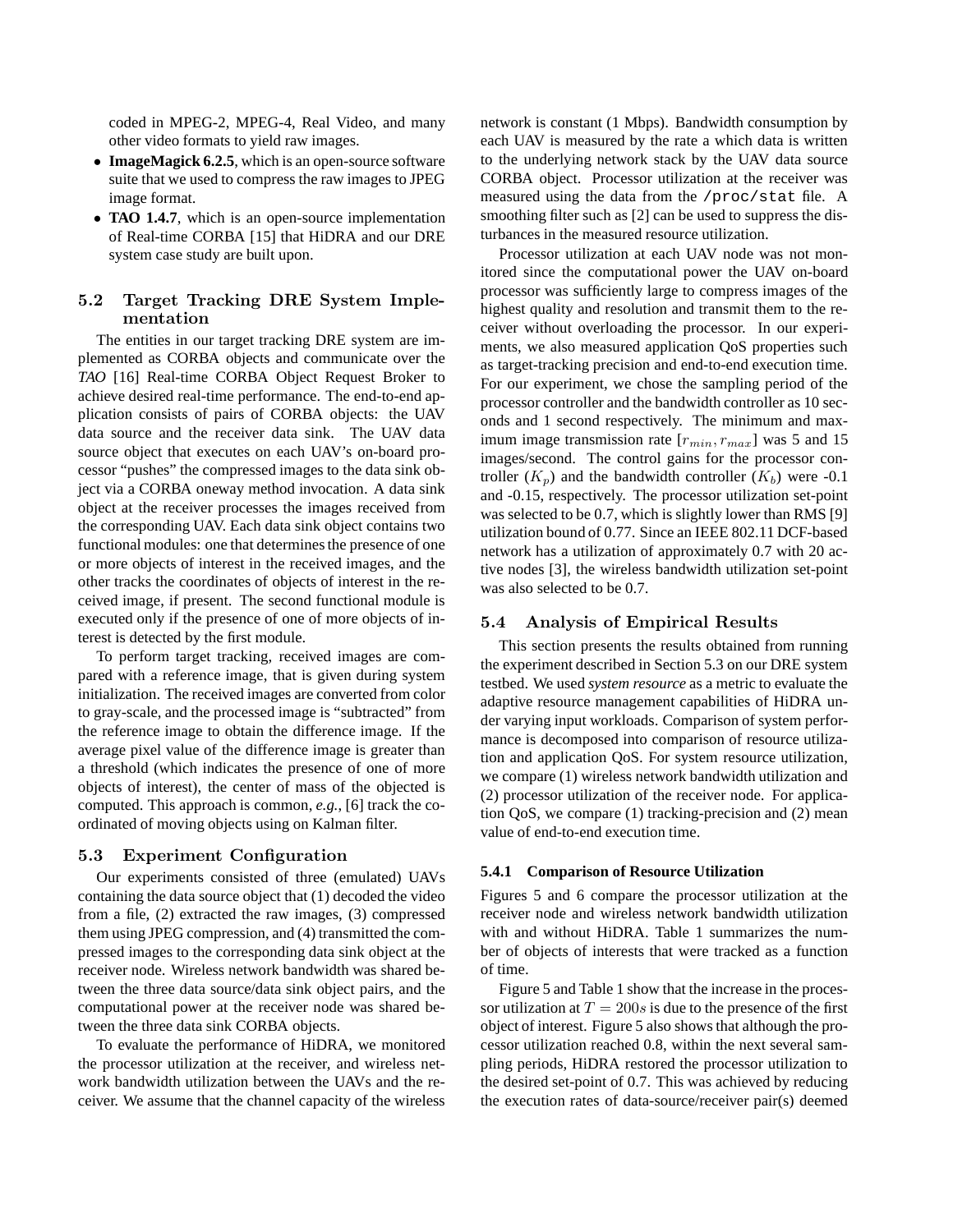coded in MPEG-2, MPEG-4, Real Video, and many other video formats to yield raw images.

- **ImageMagick 6.2.5**, which is an open-source software suite that we used to compress the raw images to JPEG image format.
- **TAO 1.4.7**, which is an open-source implementation of Real-time CORBA [15] that HiDRA and our DRE system case study are built upon.

### 5.2 Target Tracking DRE System Implementation

The entities in our target tracking DRE system are implemented as CORBA objects and communicate over the *TAO* [16] Real-time CORBA Object Request Broker to achieve desired real-time performance. The end-to-end application consists of pairs of CORBA objects: the UAV data source and the receiver data sink. The UAV data source object that executes on each UAV's on-board processor "pushes" the compressed images to the data sink object via a CORBA oneway method invocation. A data sink object at the receiver processes the images received from the corresponding UAV. Each data sink object contains two functional modules: one that determines the presence of one or more objects of interest in the received images, and the other tracks the coordinates of objects of interest in the received image, if present. The second functional module is executed only if the presence of one of more objects of interest is detected by the first module.

To perform target tracking, received images are compared with a reference image, that is given during system initialization. The received images are converted from color to gray-scale, and the processed image is "subtracted" from the reference image to obtain the difference image. If the average pixel value of the difference image is greater than a threshold (which indicates the presence of one of more objects of interest), the center of mass of the objected is computed. This approach is common, *e.g.*, [6] track the coordinated of moving objects using on Kalman filter.

### 5.3 Experiment Configuration

Our experiments consisted of three (emulated) UAVs containing the data source object that (1) decoded the video from a file, (2) extracted the raw images, (3) compressed them using JPEG compression, and (4) transmitted the compressed images to the corresponding data sink object at the receiver node. Wireless network bandwidth was shared between the three data source/data sink object pairs, and the computational power at the receiver node was shared between the three data sink CORBA objects.

To evaluate the performance of HiDRA, we monitored the processor utilization at the receiver, and wireless network bandwidth utilization between the UAVs and the receiver. We assume that the channel capacity of the wireless network is constant (1 Mbps). Bandwidth consumption by each UAV is measured by the rate a which data is written to the underlying network stack by the UAV data source CORBA object. Processor utilization at the receiver was measured using the data from the `/proc/stat` file. A smoothing filter such as [2] can be used to suppress the disturbances in the measured resource utilization.

Processor utilization at each UAV node was not monitored since the computational power the UAV on-board processor was sufficiently large to compress images of the highest quality and resolution and transmit them to the receiver without overloading the processor. In our experiments, we also measured application QoS properties such as target-tracking precision and end-to-end execution time. For our experiment, we chose the sampling period of the processor controller and the bandwidth controller as 10 seconds and 1 second respectively. The minimum and maximum image transmission rate [$r_{min}, r_{max}$] was 5 and 15 images/second. The control gains for the processor controller ($K_p$) and the bandwidth controller ($K_b$) were -0.1 and -0.15, respectively. The processor utilization set-point was selected to be 0.7, which is slightly lower than RMS [9] utilization bound of 0.77. Since an IEEE 802.11 DCF-based network has a utilization of approximately 0.7 with 20 active nodes [3], the wireless bandwidth utilization set-point was also selected to be 0.7.

### 5.4 Analysis of Empirical Results

This section presents the results obtained from running the experiment described in Section 5.3 on our DRE system testbed. We used *system resource* as a metric to evaluate the adaptive resource management capabilities of HiDRA under varying input workloads. Comparison of system performance is decomposed into comparison of resource utilization and application QoS. For system resource utilization, we compare (1) wireless network bandwidth utilization and (2) processor utilization of the receiver node. For application QoS, we compare (1) tracking-precision and (2) mean value of end-to-end execution time.

#### 5.4.1 Comparison of Resource Utilization

Figures 5 and 6 compare the processor utilization at the receiver node and wireless network bandwidth utilization with and without HiDRA. Table 1 summarizes the number of objects of interests that were tracked as a function of time.

Figure 5 and Table 1 show that the increase in the processor utilization at $T = 200s$ is due to the presence of the first object of interest. Figure 5 also shows that although the processor utilization reached 0.8, within the next several sampling periods, HiDRA restored the processor utilization to the desired set-point of 0.7. This was achieved by reducing the execution rates of data-source/receiver pair(s) deemed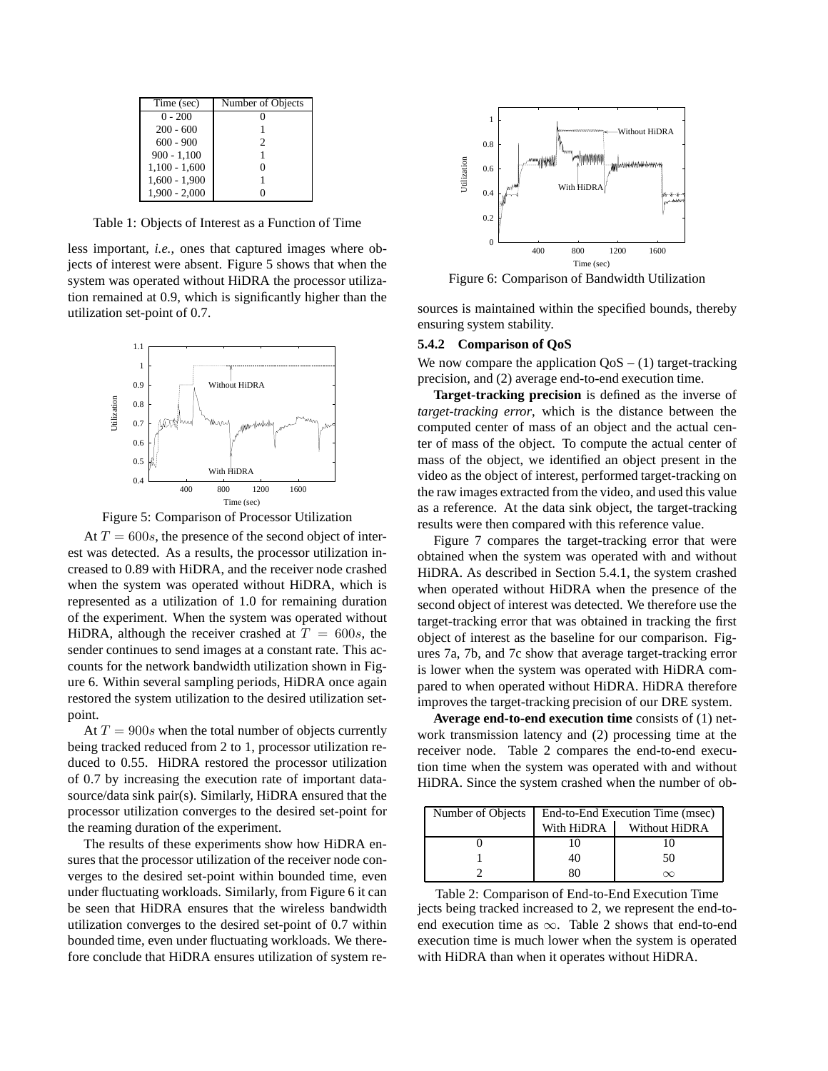| Time (sec) | Number of Objects |
|---|---|
| 0 - 200 | 0 |
| 200 - 600 | 1 |
| 600 - 900 | 2 |
| 900 - 1,100 | 1 |
| 1,100 - 1,600 | 0 |
| 1,600 - 1,900 | 1 |
| 1,900 - 2,000 | 0 |

Table 1: Objects of Interest as a Function of Time

less important, *i.e.*, ones that captured images where objects of interest were absent. Figure 5 shows that when the system was operated without HiDRA the processor utilization remained at 0.9, which is significantly higher than the utilization set-point of 0.7.

Figure 5: Comparison of Processor Utilization

At $T = 600s$, the presence of the second object of interest was detected. As a results, the processor utilization increased to 0.89 with HiDRA, and the receiver node crashed when the system was operated without HiDRA, which is represented as a utilization of 1.0 for remaining duration of the experiment. When the system was operated without HiDRA, although the receiver crashed at $T = 600s$, the sender continues to send images at a constant rate. This accounts for the network bandwidth utilization shown in Figure 6. Within several sampling periods, HiDRA once again restored the system utilization to the desired utilization set-point.

At $T = 900s$ when the total number of objects currently being tracked reduced from 2 to 1, processor utilization reduced to 0.55. HiDRA restored the processor utilization of 0.7 by increasing the execution rate of important data-source/data sink pair(s). Similarly, HiDRA ensured that the processor utilization converges to the desired set-point for the reaming duration of the experiment.

The results of these experiments show how HiDRA ensures that the processor utilization of the receiver node converges to the desired set-point within bounded time, even under fluctuating workloads. Similarly, from Figure 6 it can be seen that HiDRA ensures that the wireless bandwidth utilization converges to the desired set-point of 0.7 within bounded time, even under fluctuating workloads. We therefore conclude that HiDRA ensures utilization of system resources is maintained within the specified bounds, thereby ensuring system stability.

Figure 6: Comparison of Bandwidth Utilization

### 5.4.2 Comparison of QoS

We now compare the application QoS – (1) target-tracking precision, and (2) average end-to-end execution time.

**Target-tracking precision** is defined as the inverse of *target-tracking error*, which is the distance between the computed center of mass of an object and the actual center of mass of the object. To compute the actual center of mass of the object, we identified an object present in the video as the object of interest, performed target-tracking on the raw images extracted from the video, and used this value as a reference. At the data sink object, the target-tracking results were then compared with this reference value.

Figure 7 compares the target-tracking error that were obtained when the system was operated with and without HiDRA. As described in Section 5.4.1, the system crashed when operated without HiDRA when the presence of the second object of interest was detected. We therefore use the target-tracking error that was obtained in tracking the first object of interest as the baseline for our comparison. Figures 7a, 7b, and 7c show that average target-tracking error is lower when the system was operated with HiDRA compared to when operated without HiDRA. HiDRA therefore improves the target-tracking precision of our DRE system.

**Average end-to-end execution time** consists of (1) network transmission latency and (2) processing time at the receiver node. Table 2 compares the end-to-end execution time when the system was operated with and without HiDRA. Since the system crashed when the number of objects being tracked increased to 2, we represent the end-to-end execution time as $\infty$. Table 2 shows that end-to-end execution time is much lower when the system is operated with HiDRA than when it operates without HiDRA.

| Number of Objects | End-to-End Execution Time (msec) | |
|---|---|---|
| | With HiDRA | Without HiDRA |
| 0 | 10 | 10 |
| 1 | 40 | 50 |
| 2 | 80 | $\infty$ |

Table 2: Comparison of End-to-End Execution Time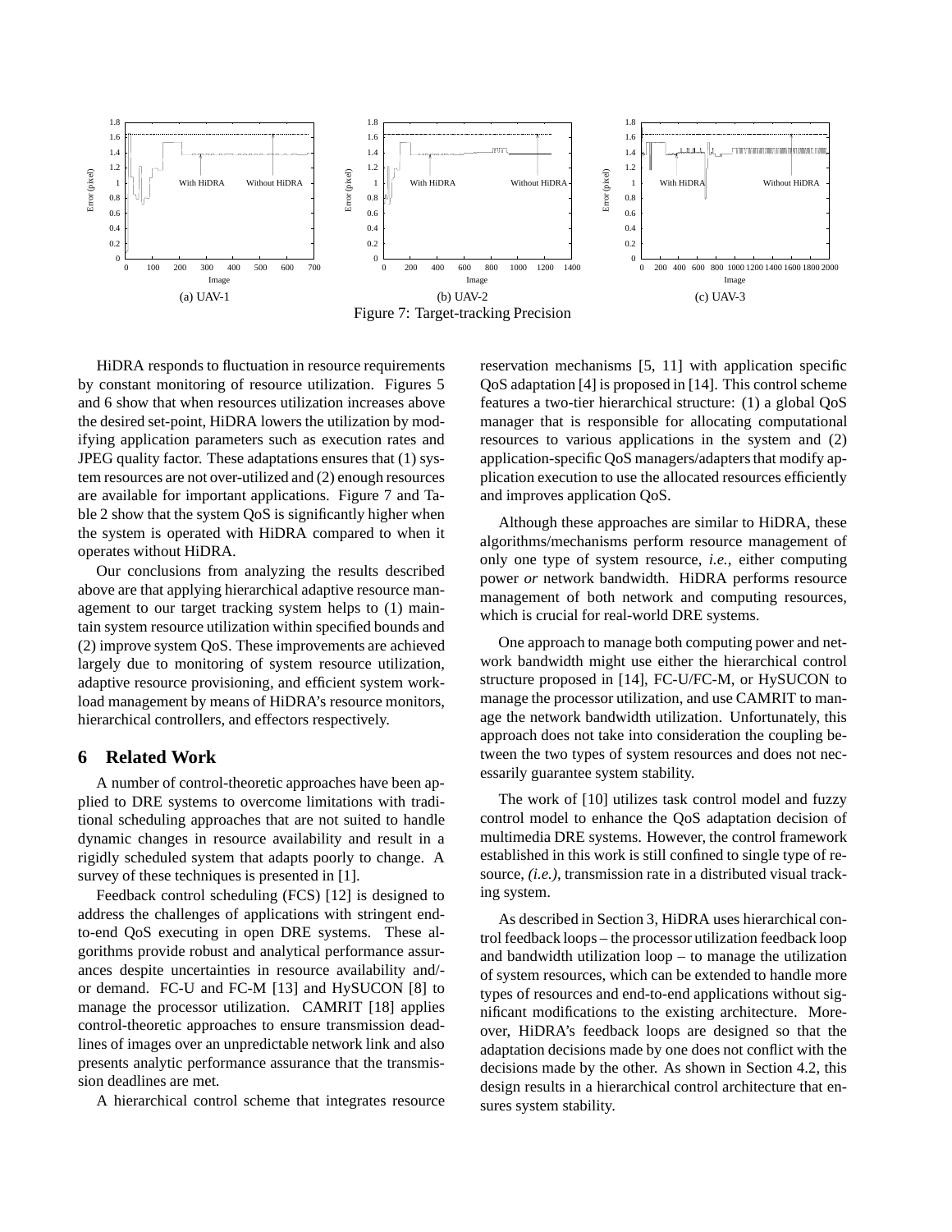(a) UAV-1

(b) UAV-2

(c) UAV-3

Figure 7: Target-tracking Precision

HiDRA responds to fluctuation in resource requirements by constant monitoring of resource utilization. Figures 5 and 6 show that when resources utilization increases above the desired set-point, HiDRA lowers the utilization by modifying application parameters such as execution rates and JPEG quality factor. These adaptations ensures that (1) system resources are not over-utilized and (2) enough resources are available for important applications. Figure 7 and Table 2 show that the system QoS is significantly higher when the system is operated with HiDRA compared to when it operates without HiDRA.

Our conclusions from analyzing the results described above are that applying hierarchical adaptive resource management to our target tracking system helps to (1) maintain system resource utilization within specified bounds and (2) improve system QoS. These improvements are achieved largely due to monitoring of system resource utilization, adaptive resource provisioning, and efficient system workload management by means of HiDRA's resource monitors, hierarchical controllers, and effectors respectively.

## 6 Related Work

A number of control-theoretic approaches have been applied to DRE systems to overcome limitations with traditional scheduling approaches that are not suited to handle dynamic changes in resource availability and result in a rigidly scheduled system that adapts poorly to change. A survey of these techniques is presented in [1].

Feedback control scheduling (FCS) [12] is designed to address the challenges of applications with stringent end-to-end QoS executing in open DRE systems. These algorithms provide robust and analytical performance assurances despite uncertainties in resource availability and/or demand. FC-U and FC-M [13] and HySUCON [8] to manage the processor utilization. CAMRIT [18] applies control-theoretic approaches to ensure transmission deadlines of images over an unpredictable network link and also presents analytic performance assurance that the transmission deadlines are met.

A hierarchical control scheme that integrates resource reservation mechanisms [5, 11] with application specific QoS adaptation [4] is proposed in [14]. This control scheme features a two-tier hierarchical structure: (1) a global QoS manager that is responsible for allocating computational resources to various applications in the system and (2) application-specific QoS managers/adapters that modify application execution to use the allocated resources efficiently and improves application QoS.

Although these approaches are similar to HiDRA, these algorithms/mechanisms perform resource management of only one type of system resource, *i.e.*, either computing power *or* network bandwidth. HiDRA performs resource management of both network and computing resources, which is crucial for real-world DRE systems.

One approach to manage both computing power and network bandwidth might use either the hierarchical control structure proposed in [14], FC-U/FC-M, or HySUCON to manage the processor utilization, and use CAMRIT to manage the network bandwidth utilization. Unfortunately, this approach does not take into consideration the coupling between the two types of system resources and does not necessarily guarantee system stability.

The work of [10] utilizes task control model and fuzzy control model to enhance the QoS adaptation decision of multimedia DRE systems. However, the control framework established in this work is still confined to single type of resource, *(i.e.)*, transmission rate in a distributed visual tracking system.

As described in Section 3, HiDRA uses hierarchical control feedback loops – the processor utilization feedback loop and bandwidth utilization loop – to manage the utilization of system resources, which can be extended to handle more types of resources and end-to-end applications without significant modifications to the existing architecture. Moreover, HiDRA's feedback loops are designed so that the adaptation decisions made by one does not conflict with the decisions made by the other. As shown in Section 4.2, this design results in a hierarchical control architecture that ensures system stability.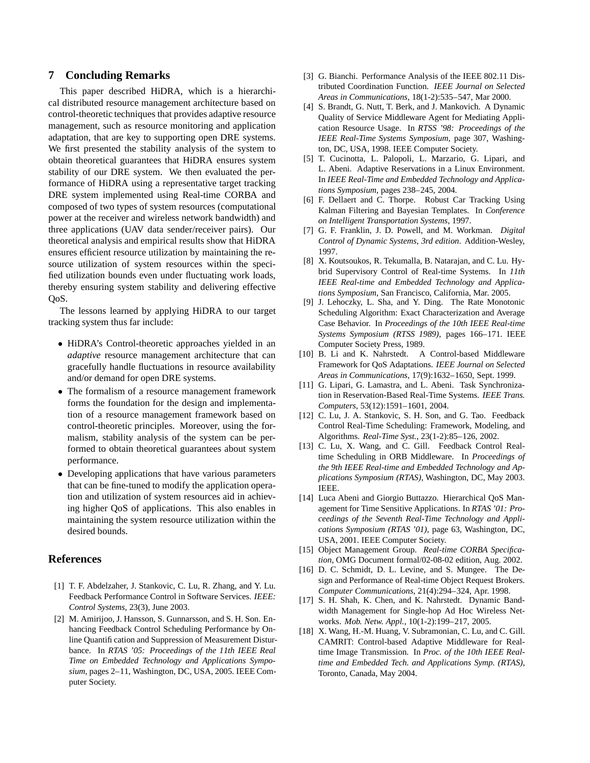## 7 Concluding Remarks

This paper described HiDRA, which is a hierarchical distributed resource management architecture based on control-theoretic techniques that provides adaptive resource management, such as resource monitoring and application adaptation, that are key to supporting open DRE systems. We first presented the stability analysis of the system to obtain theoretical guarantees that HiDRA ensures system stability of our DRE system. We then evaluated the performance of HiDRA using a representative target tracking DRE system implemented using Real-time CORBA and composed of two types of system resources (computational power at the receiver and wireless network bandwidth) and three applications (UAV data sender/receiver pairs). Our theoretical analysis and empirical results show that HiDRA ensures efficient resource utilization by maintaining the resource utilization of system resources within the specified utilization bounds even under fluctuating work loads, thereby ensuring system stability and delivering effective QoS.

The lessons learned by applying HiDRA to our target tracking system thus far include:

- HiDRA's Control-theoretic approaches yielded in an *adaptive* resource management architecture that can gracefully handle fluctuations in resource availability and/or demand for open DRE systems.
- The formalism of a resource management framework forms the foundation for the design and implementation of a resource management framework based on control-theoretic principles. Moreover, using the formalism, stability analysis of the system can be performed to obtain theoretical guarantees about system performance.
- Developing applications that have various parameters that can be fine-tuned to modify the application operation and utilization of system resources aid in achieving higher QoS of applications. This also enables in maintaining the system resource utilization within the desired bounds.

## References

[1] T. F. Abdelzaher, J. Stankovic, C. Lu, R. Zhang, and Y. Lu. Feedback Performance Control in Software Services. *IEEE: Control Systems*, 23(3), June 2003.

[2] M. Amirijoo, J. Hansson, S. Gunnarsson, and S. H. Son. Enhancing Feedback Control Scheduling Performance by On-line Quantification and Suppression of Measurement Disturbance. In *RTAS '05: Proceedings of the 11th IEEE Real Time on Embedded Technology and Applications Symposium*, pages 2–11, Washington, DC, USA, 2005. IEEE Computer Society.

[3] G. Bianchi. Performance Analysis of the IEEE 802.11 Distributed Coordination Function. *IEEE Journal on Selected Areas in Communications*, 18(1-2):535–547, Mar 2000.

[4] S. Brandt, G. Nutt, T. Berk, and J. Mankovich. A Dynamic Quality of Service Middleware Agent for Mediating Application Resource Usage. In *RTSS '98: Proceedings of the IEEE Real-Time Systems Symposium*, page 307, Washington, DC, USA, 1998. IEEE Computer Society.

[5] T. Cucinotta, L. Palopoli, L. Marzario, G. Lipari, and L. Abeni. Adaptive Reservations in a Linux Environment. In *IEEE Real-Time and Embedded Technology and Applications Symposium*, pages 238–245, 2004.

[6] F. Dellaert and C. Thorpe. Robust Car Tracking Using Kalman Filtering and Bayesian Templates. In *Conference on Intelligent Transportation Systems*, 1997.

[7] G. F. Franklin, J. D. Powell, and M. Workman. *Digital Control of Dynamic Systems, 3rd edition*. Addition-Wesley, 1997.

[8] X. Koutsoukos, R. Tekumalla, B. Natarajan, and C. Lu. Hybrid Supervisory Control of Real-time Systems. In *11th IEEE Real-time and Embedded Technology and Applications Symposium*, San Francisco, California, Mar. 2005.

[9] J. Lehoczky, L. Sha, and Y. Ding. The Rate Monotonic Scheduling Algorithm: Exact Characterization and Average Case Behavior. In *Proceedings of the 10th IEEE Real-time Systems Symposium (RTSS 1989)*, pages 166–171. IEEE Computer Society Press, 1989.

[10] B. Li and K. Nahrstedt. A Control-based Middleware Framework for QoS Adaptations. *IEEE Journal on Selected Areas in Communications*, 17(9):1632–1650, Sept. 1999.

[11] G. Lipari, G. Lamastra, and L. Abeni. Task Synchronization in Reservation-Based Real-Time Systems. *IEEE Trans. Computers*, 53(12):1591–1601, 2004.

[12] C. Lu, J. A. Stankovic, S. H. Son, and G. Tao. Feedback Control Real-Time Scheduling: Framework, Modeling, and Algorithms. *Real-Time Syst.*, 23(1-2):85–126, 2002.

[13] C. Lu, X. Wang, and C. Gill. Feedback Control Real-time Scheduling in ORB Middleware. In *Proceedings of the 9th IEEE Real-time and Embedded Technology and Applications Symposium (RTAS)*, Washington, DC, May 2003. IEEE.

[14] Luca Abeni and Giorgio Buttazzo. Hierarchical QoS Management for Time Sensitive Applications. In *RTAS '01: Proceedings of the Seventh Real-Time Technology and Applications Symposium (RTAS '01)*, page 63, Washington, DC, USA, 2001. IEEE Computer Society.

[15] Object Management Group. *Real-time CORBA Specification*, OMG Document formal/02-08-02 edition, Aug. 2002.

[16] D. C. Schmidt, D. L. Levine, and S. Mungee. The Design and Performance of Real-time Object Request Brokers. *Computer Communications*, 21(4):294–324, Apr. 1998.

[17] S. H. Shah, K. Chen, and K. Nahrstedt. Dynamic Bandwidth Management for Single-hop Ad Hoc Wireless Networks. *Mob. Netw. Appl.*, 10(1-2):199–217, 2005.

[18] X. Wang, H.-M. Huang, V. Subramonian, C. Lu, and C. Gill. CAMRIT: Control-based Adaptive Middleware for Real-time Image Transmission. In *Proc. of the 10th IEEE Real-time and Embedded Tech. and Applications Symp. (RTAS)*, Toronto, Canada, May 2004.